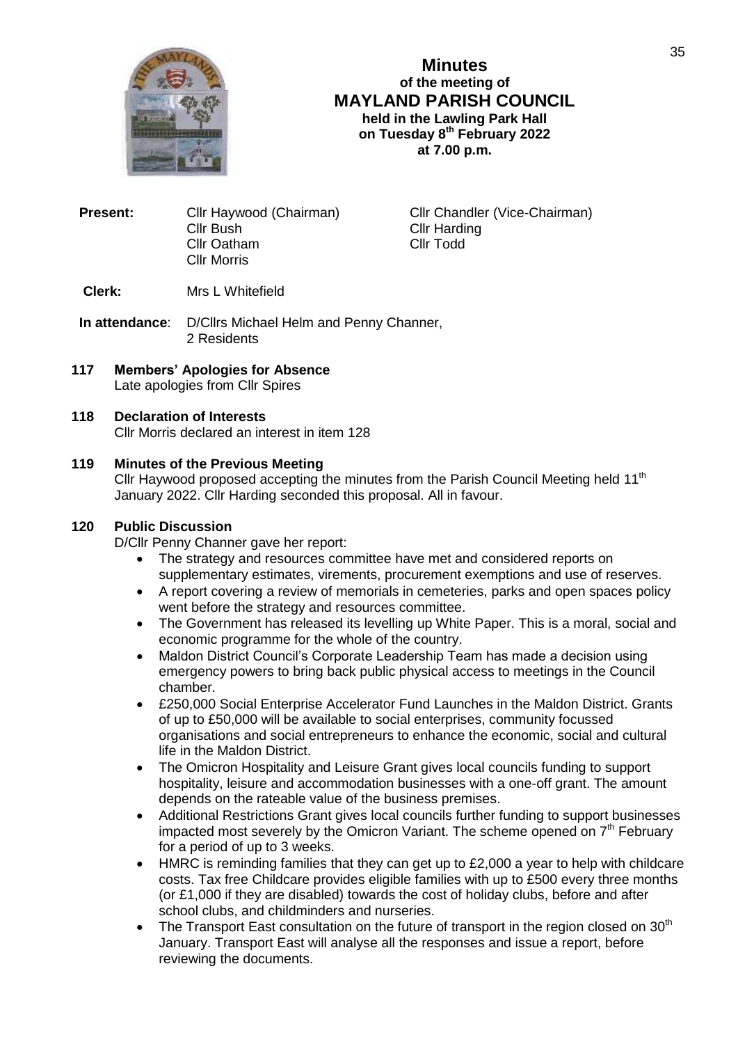# Minutes
## of the meeting of
# MAYLAND PARISH COUNCIL
### held in the Lawling Park Hall on Tuesday 8th February 2022 at 7.00 p.m.

**Present:**
Cllr Haywood (Chairman), Cllr Chandler (Vice-Chairman)
Cllr Bush, Cllr Harding
Cllr Oatham, Cllr Todd
Cllr Morris

**Clerk:** Mrs L Whitefield

**In attendance**: D/Cllrs Michael Helm and Penny Channer, 2 Residents

**117 Members' Apologies for Absence**
Late apologies from Cllr Spires

**118 Declaration of Interests**
Cllr Morris declared an interest in item 128

**119 Minutes of the Previous Meeting**
Cllr Haywood proposed accepting the minutes from the Parish Council Meeting held 11th January 2022. Cllr Harding seconded this proposal. All in favour.

**120 Public Discussion**
D/Cllr Penny Channer gave her report:

- The strategy and resources committee have met and considered reports on supplementary estimates, virements, procurement exemptions and use of reserves.
- A report covering a review of memorials in cemeteries, parks and open spaces policy went before the strategy and resources committee.
- The Government has released its levelling up White Paper. This is a moral, social and economic programme for the whole of the country.
- Maldon District Council's Corporate Leadership Team has made a decision using emergency powers to bring back public physical access to meetings in the Council chamber.
- £250,000 Social Enterprise Accelerator Fund Launches in the Maldon District. Grants of up to £50,000 will be available to social enterprises, community focussed organisations and social entrepreneurs to enhance the economic, social and cultural life in the Maldon District.
- The Omicron Hospitality and Leisure Grant gives local councils funding to support hospitality, leisure and accommodation businesses with a one-off grant. The amount depends on the rateable value of the business premises.
- Additional Restrictions Grant gives local councils further funding to support businesses impacted most severely by the Omicron Variant. The scheme opened on 7th February for a period of up to 3 weeks.
- HMRC is reminding families that they can get up to £2,000 a year to help with childcare costs. Tax free Childcare provides eligible families with up to £500 every three months (or £1,000 if they are disabled) towards the cost of holiday clubs, before and after school clubs, and childminders and nurseries.
- The Transport East consultation on the future of transport in the region closed on 30th January. Transport East will analyse all the responses and issue a report, before reviewing the documents.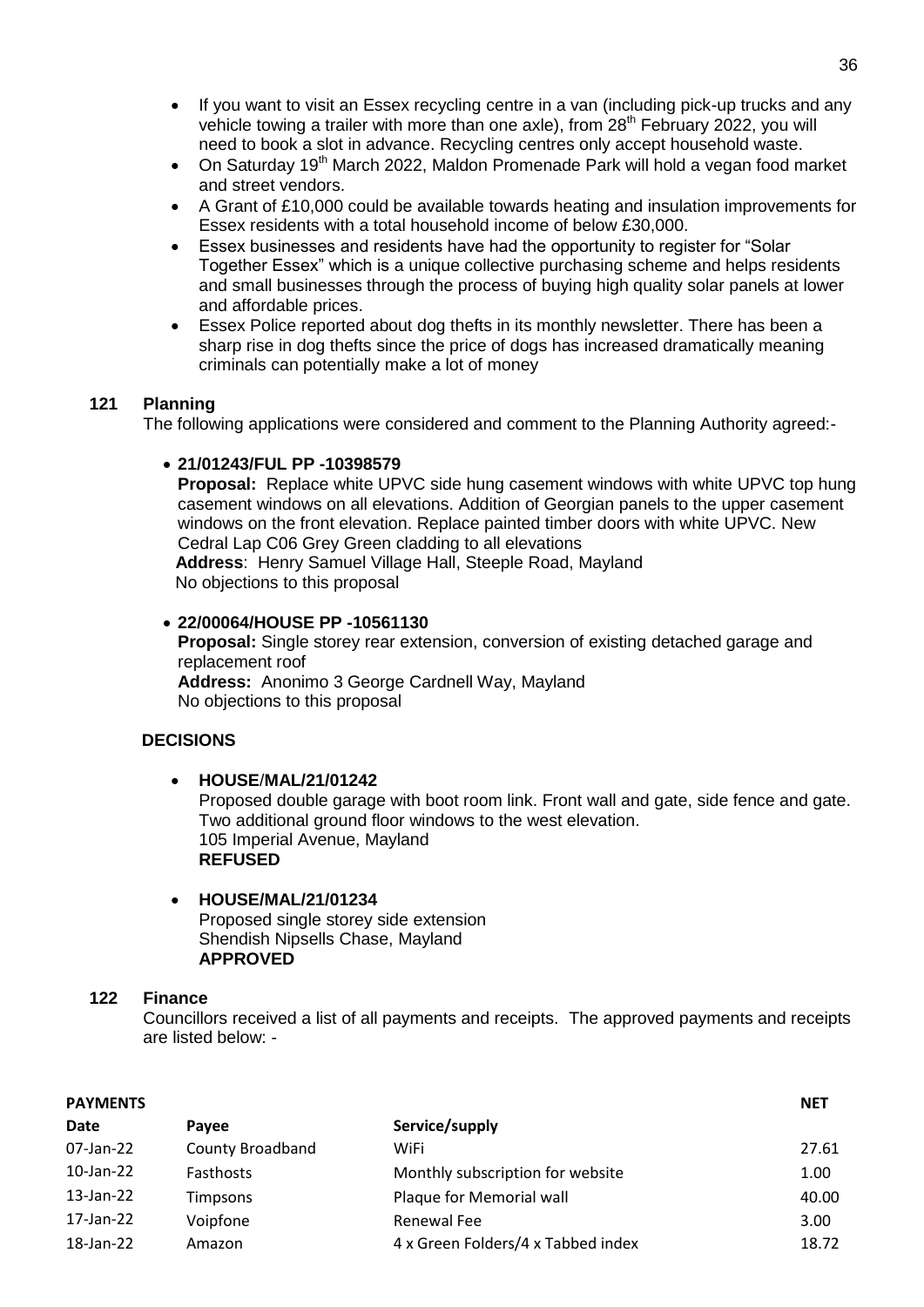- If you want to visit an Essex recycling centre in a van (including pick-up trucks and any vehicle towing a trailer with more than one axle), from 28th February 2022, you will need to book a slot in advance. Recycling centres only accept household waste.
- On Saturday 19th March 2022, Maldon Promenade Park will hold a vegan food market and street vendors.
- A Grant of £10,000 could be available towards heating and insulation improvements for Essex residents with a total household income of below £30,000.
- Essex businesses and residents have had the opportunity to register for "Solar Together Essex" which is a unique collective purchasing scheme and helps residents and small businesses through the process of buying high quality solar panels at lower and affordable prices.
- Essex Police reported about dog thefts in its monthly newsletter. There has been a sharp rise in dog thefts since the price of dogs has increased dramatically meaning criminals can potentially make a lot of money

## 121 Planning

The following applications were considered and comment to the Planning Authority agreed:-

- **21/01243/FUL PP -10398579**

  **Proposal:** Replace white UPVC side hung casement windows with white UPVC top hung casement windows on all elevations. Addition of Georgian panels to the upper casement windows on the front elevation. Replace painted timber doors with white UPVC. New Cedral Lap C06 Grey Green cladding to all elevations

  **Address**: Henry Samuel Village Hall, Steeple Road, Mayland

  No objections to this proposal

- **22/00064/HOUSE PP -10561130**

  **Proposal:** Single storey rear extension, conversion of existing detached garage and replacement roof

  **Address:** Anonimo 3 George Cardnell Way, Mayland

  No objections to this proposal

### DECISIONS

- **HOUSE/MAL/21/01242**

  Proposed double garage with boot room link. Front wall and gate, side fence and gate. Two additional ground floor windows to the west elevation.

  105 Imperial Avenue, Mayland

  **REFUSED**

- **HOUSE/MAL/21/01234**

  Proposed single storey side extension

  Shendish Nipsells Chase, Mayland

  **APPROVED**

## 122 Finance

Councillors received a list of all payments and receipts. The approved payments and receipts are listed below: -

| **PAYMENTS** | | | **NET** |
|---|---|---|---|
| **Date** | **Payee** | **Service/supply** | |
| 07-Jan-22 | County Broadband | WiFi | 27.61 |
| 10-Jan-22 | Fasthosts | Monthly subscription for website | 1.00 |
| 13-Jan-22 | Timpsons | Plaque for Memorial wall | 40.00 |
| 17-Jan-22 | Voipfone | Renewal Fee | 3.00 |
| 18-Jan-22 | Amazon | 4 x Green Folders/4 x Tabbed index | 18.72 |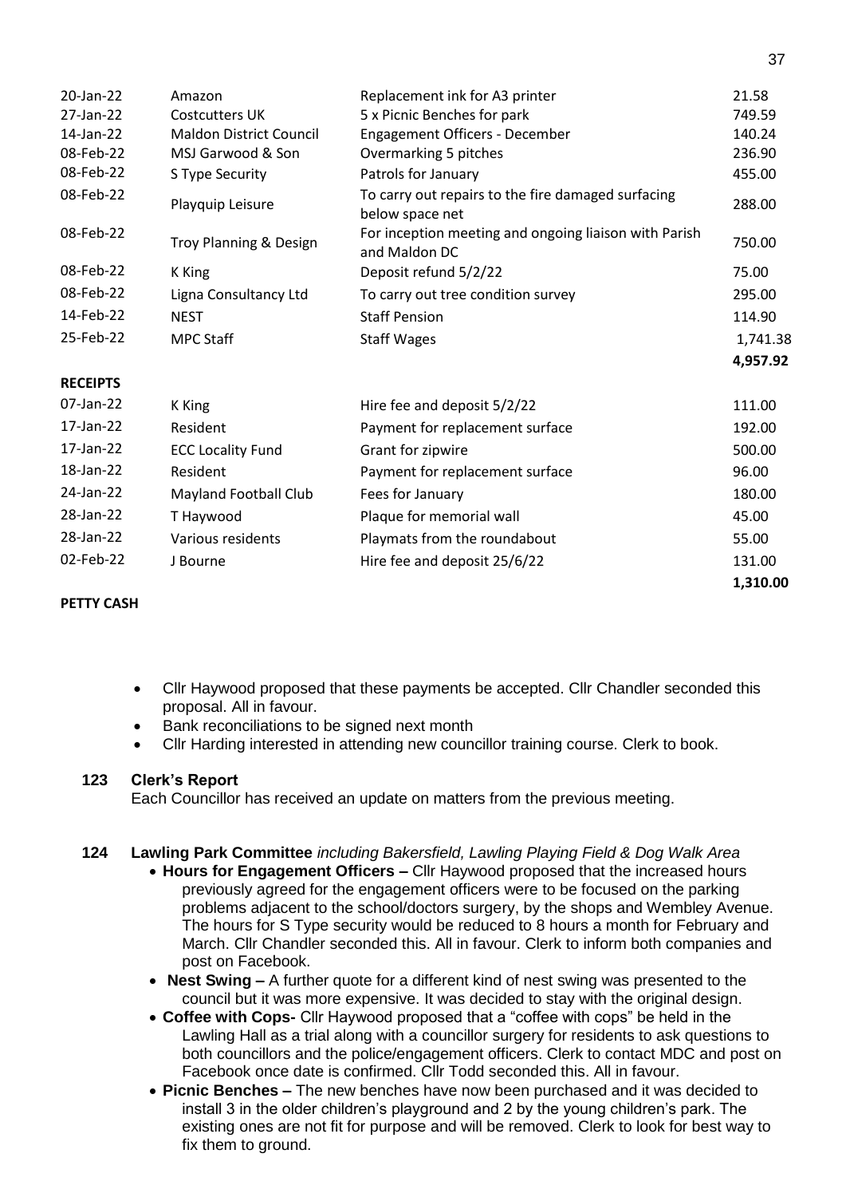| | | | |
|---|---|---|---|
| 20-Jan-22 | Amazon | Replacement ink for A3 printer | 21.58 |
| 27-Jan-22 | Costcutters UK | 5 x Picnic Benches for park | 749.59 |
| 14-Jan-22 | Maldon District Council | Engagement Officers - December | 140.24 |
| 08-Feb-22 | MSJ Garwood & Son | Overmarking 5 pitches | 236.90 |
| 08-Feb-22 | S Type Security | Patrols for January | 455.00 |
| 08-Feb-22 | Playquip Leisure | To carry out repairs to the fire damaged surfacing below space net | 288.00 |
| 08-Feb-22 | Troy Planning & Design | For inception meeting and ongoing liaison with Parish and Maldon DC | 750.00 |
| 08-Feb-22 | K King | Deposit refund 5/2/22 | 75.00 |
| 08-Feb-22 | Ligna Consultancy Ltd | To carry out tree condition survey | 295.00 |
| 14-Feb-22 | NEST | Staff Pension | 114.90 |
| 25-Feb-22 | MPC Staff | Staff Wages | 1,741.38 |
| | | | **4,957.92** |

**RECEIPTS**

| | | | |
|---|---|---|---|
| 07-Jan-22 | K King | Hire fee and deposit 5/2/22 | 111.00 |
| 17-Jan-22 | Resident | Payment for replacement surface | 192.00 |
| 17-Jan-22 | ECC Locality Fund | Grant for zipwire | 500.00 |
| 18-Jan-22 | Resident | Payment for replacement surface | 96.00 |
| 24-Jan-22 | Mayland Football Club | Fees for January | 180.00 |
| 28-Jan-22 | T Haywood | Plaque for memorial wall | 45.00 |
| 28-Jan-22 | Various residents | Playmats from the roundabout | 55.00 |
| 02-Feb-22 | J Bourne | Hire fee and deposit 25/6/22 | 131.00 |
| | | | **1,310.00** |

**PETTY CASH**

- Cllr Haywood proposed that these payments be accepted. Cllr Chandler seconded this proposal. All in favour.
- Bank reconciliations to be signed next month
- Cllr Harding interested in attending new councillor training course. Clerk to book.

**123 Clerk's Report**

Each Councillor has received an update on matters from the previous meeting.

**124 Lawling Park Committee** *including Bakersfield, Lawling Playing Field & Dog Walk Area*

- **Hours for Engagement Officers –** Cllr Haywood proposed that the increased hours previously agreed for the engagement officers were to be focused on the parking problems adjacent to the school/doctors surgery, by the shops and Wembley Avenue. The hours for S Type security would be reduced to 8 hours a month for February and March. Cllr Chandler seconded this. All in favour. Clerk to inform both companies and post on Facebook.
- **Nest Swing –** A further quote for a different kind of nest swing was presented to the council but it was more expensive. It was decided to stay with the original design.
- **Coffee with Cops-** Cllr Haywood proposed that a "coffee with cops" be held in the Lawling Hall as a trial along with a councillor surgery for residents to ask questions to both councillors and the police/engagement officers. Clerk to contact MDC and post on Facebook once date is confirmed. Cllr Todd seconded this. All in favour.
- **Picnic Benches –** The new benches have now been purchased and it was decided to install 3 in the older children's playground and 2 by the young children's park. The existing ones are not fit for purpose and will be removed. Clerk to look for best way to fix them to ground.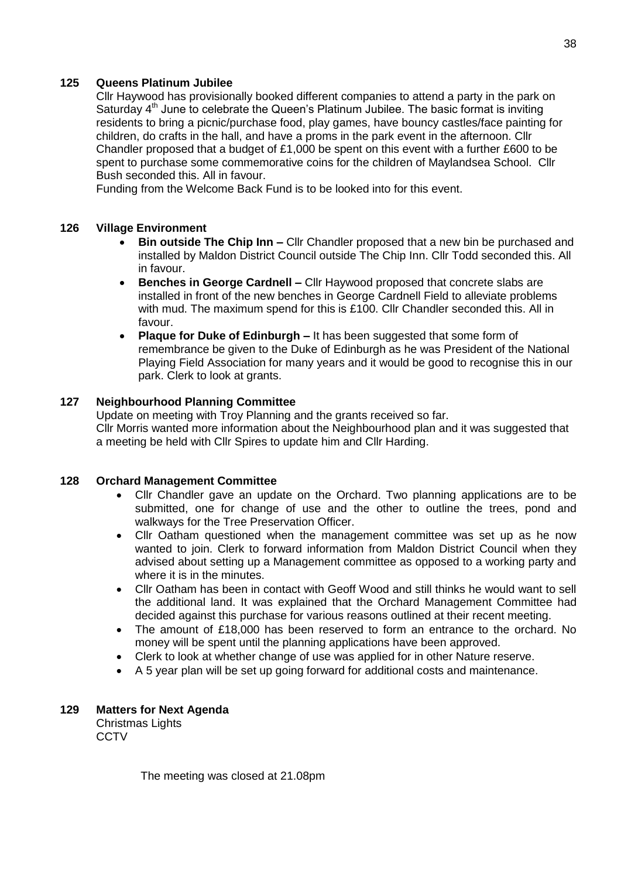**125 Queens Platinum Jubilee**

Cllr Haywood has provisionally booked different companies to attend a party in the park on Saturday 4th June to celebrate the Queen's Platinum Jubilee. The basic format is inviting residents to bring a picnic/purchase food, play games, have bouncy castles/face painting for children, do crafts in the hall, and have a proms in the park event in the afternoon. Cllr Chandler proposed that a budget of £1,000 be spent on this event with a further £600 to be spent to purchase some commemorative coins for the children of Maylandsea School. Cllr Bush seconded this. All in favour.

Funding from the Welcome Back Fund is to be looked into for this event.

**126 Village Environment**

- **Bin outside The Chip Inn –** Cllr Chandler proposed that a new bin be purchased and installed by Maldon District Council outside The Chip Inn. Cllr Todd seconded this. All in favour.
- **Benches in George Cardnell –** Cllr Haywood proposed that concrete slabs are installed in front of the new benches in George Cardnell Field to alleviate problems with mud. The maximum spend for this is £100. Cllr Chandler seconded this. All in favour.
- **Plaque for Duke of Edinburgh –** It has been suggested that some form of remembrance be given to the Duke of Edinburgh as he was President of the National Playing Field Association for many years and it would be good to recognise this in our park. Clerk to look at grants.

**127 Neighbourhood Planning Committee**

Update on meeting with Troy Planning and the grants received so far.
Cllr Morris wanted more information about the Neighbourhood plan and it was suggested that a meeting be held with Cllr Spires to update him and Cllr Harding.

**128 Orchard Management Committee**

- Cllr Chandler gave an update on the Orchard. Two planning applications are to be submitted, one for change of use and the other to outline the trees, pond and walkways for the Tree Preservation Officer.
- Cllr Oatham questioned when the management committee was set up as he now wanted to join. Clerk to forward information from Maldon District Council when they advised about setting up a Management committee as opposed to a working party and where it is in the minutes.
- Cllr Oatham has been in contact with Geoff Wood and still thinks he would want to sell the additional land. It was explained that the Orchard Management Committee had decided against this purchase for various reasons outlined at their recent meeting.
- The amount of £18,000 has been reserved to form an entrance to the orchard. No money will be spent until the planning applications have been approved.
- Clerk to look at whether change of use was applied for in other Nature reserve.
- A 5 year plan will be set up going forward for additional costs and maintenance.

**129 Matters for Next Agenda**

Christmas Lights
CCTV

The meeting was closed at 21.08pm